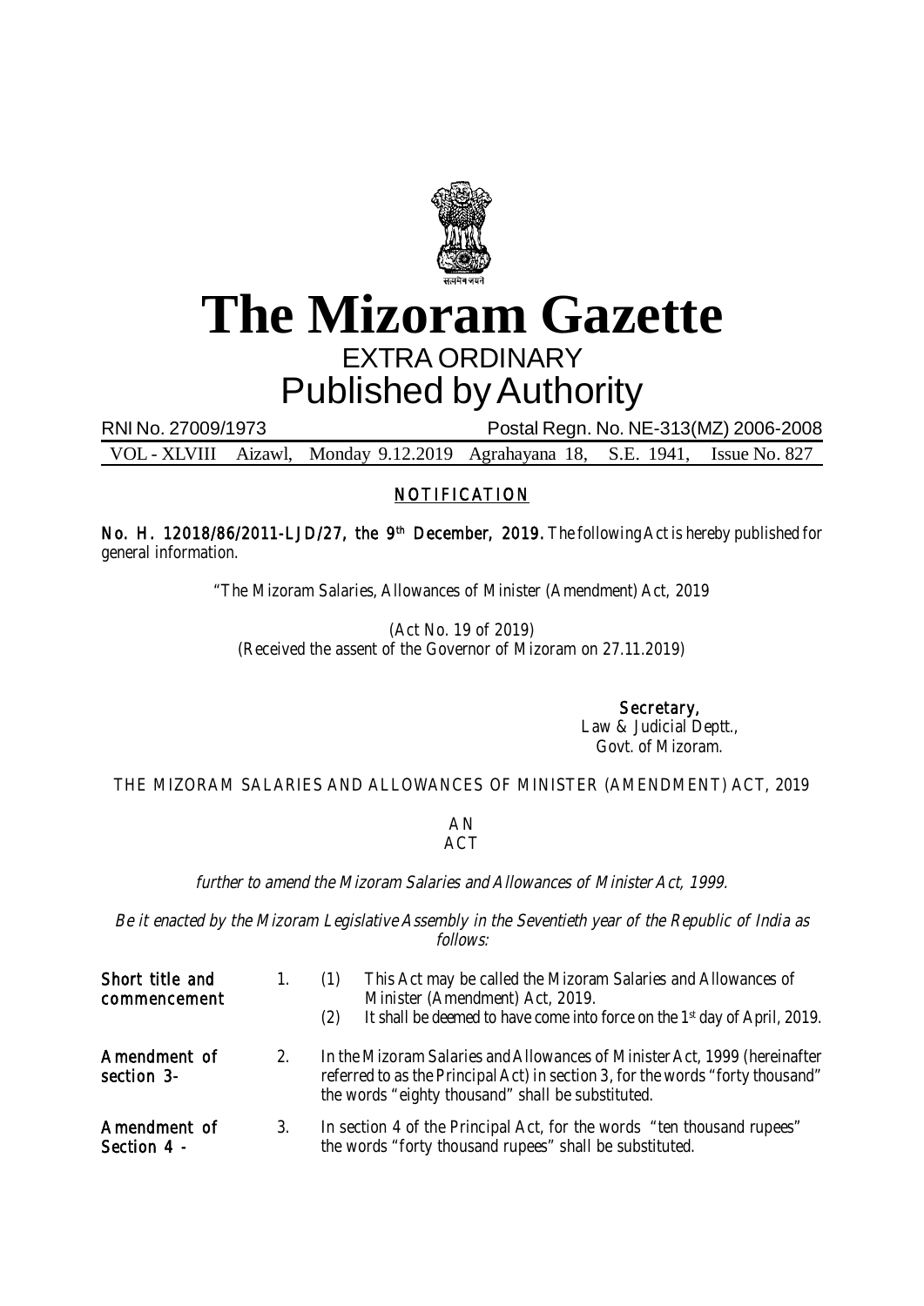# The Mizoram Gazette

## EXTRA ORDINARY

## Published by Authority

RNI No. 27009/1973 Postal Regn. No. NE-313(MZ) 2006-2008

VOL - XLVIII Aizawl, Monday 9.12.2019 Agrahayana 18, S.E. 1941, Issue No. 827

## NOTIFICATION

**No. H. 12018/86/2011-LJD/27, the 9th December, 2019.** The following Act is hereby published for general information.

"The Mizoram Salaries, Allowances of Minister (Amendment) Act, 2019

(Act No. 19 of 2019)
(Received the assent of the Governor of Mizoram on 27.11.2019)

**Secretary,**
Law & Judicial Deptt.,
Govt. of Mizoram.

THE MIZORAM SALARIES AND ALLOWANCES OF MINISTER (AMENDMENT) ACT, 2019

AN
ACT

*further to amend the Mizoram Salaries and Allowances of Minister Act, 1999.*

*Be it enacted by the Mizoram Legislative Assembly in the Seventieth year of the Republic of India as follows:*

**Short title and commencement**

1. (1) This Act may be called the Mizoram Salaries and Allowances of Minister (Amendment) Act, 2019.
   (2) It shall be deemed to have come into force on the 1st day of April, 2019.

**Amendment of section 3-**

2. In the Mizoram Salaries and Allowances of Minister Act, 1999 (hereinafter referred to as the Principal Act) in section 3, for the words "forty thousand" the words "eighty thousand" shall be substituted.

**Amendment of Section 4 -**

3. In section 4 of the Principal Act, for the words "ten thousand rupees" the words "forty thousand rupees" shall be substituted.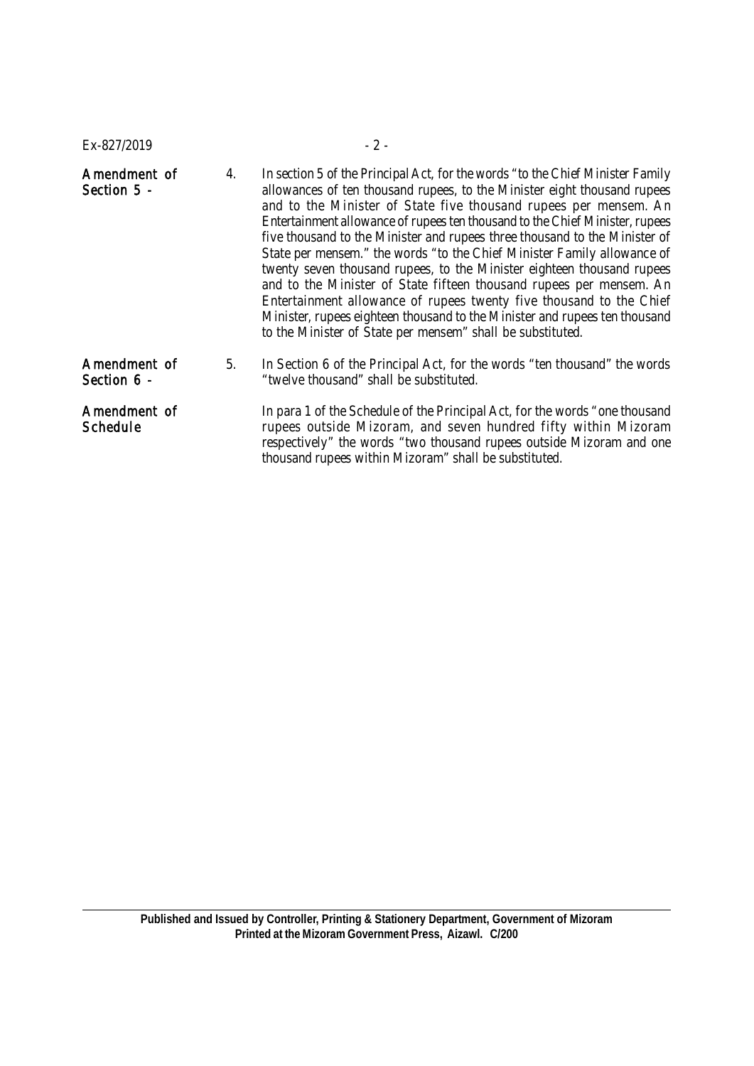**Amendment of Section 5 -**

4. In section 5 of the Principal Act, for the words "to the Chief Minister Family allowances of ten thousand rupees, to the Minister eight thousand rupees and to the Minister of State five thousand rupees per mensem. An Entertainment allowance of rupees ten thousand to the Chief Minister, rupees five thousand to the Minister and rupees three thousand to the Minister of State per mensem." the words "to the Chief Minister Family allowance of twenty seven thousand rupees, to the Minister eighteen thousand rupees and to the Minister of State fifteen thousand rupees per mensem. An Entertainment allowance of rupees twenty five thousand to the Chief Minister, rupees eighteen thousand to the Minister and rupees ten thousand to the Minister of State per mensem" shall be substituted.

**Amendment of Section 6 -**

5. In Section 6 of the Principal Act, for the words "ten thousand" the words "twelve thousand" shall be substituted.

**Amendment of Schedule**

In para 1 of the Schedule of the Principal Act, for the words "one thousand rupees outside Mizoram, and seven hundred fifty within Mizoram respectively" the words "two thousand rupees outside Mizoram and one thousand rupees within Mizoram" shall be substituted.

**Published and Issued by Controller, Printing & Stationery Department, Government of Mizoram**
**Printed at the Mizoram Government Press, Aizawl. C/200**